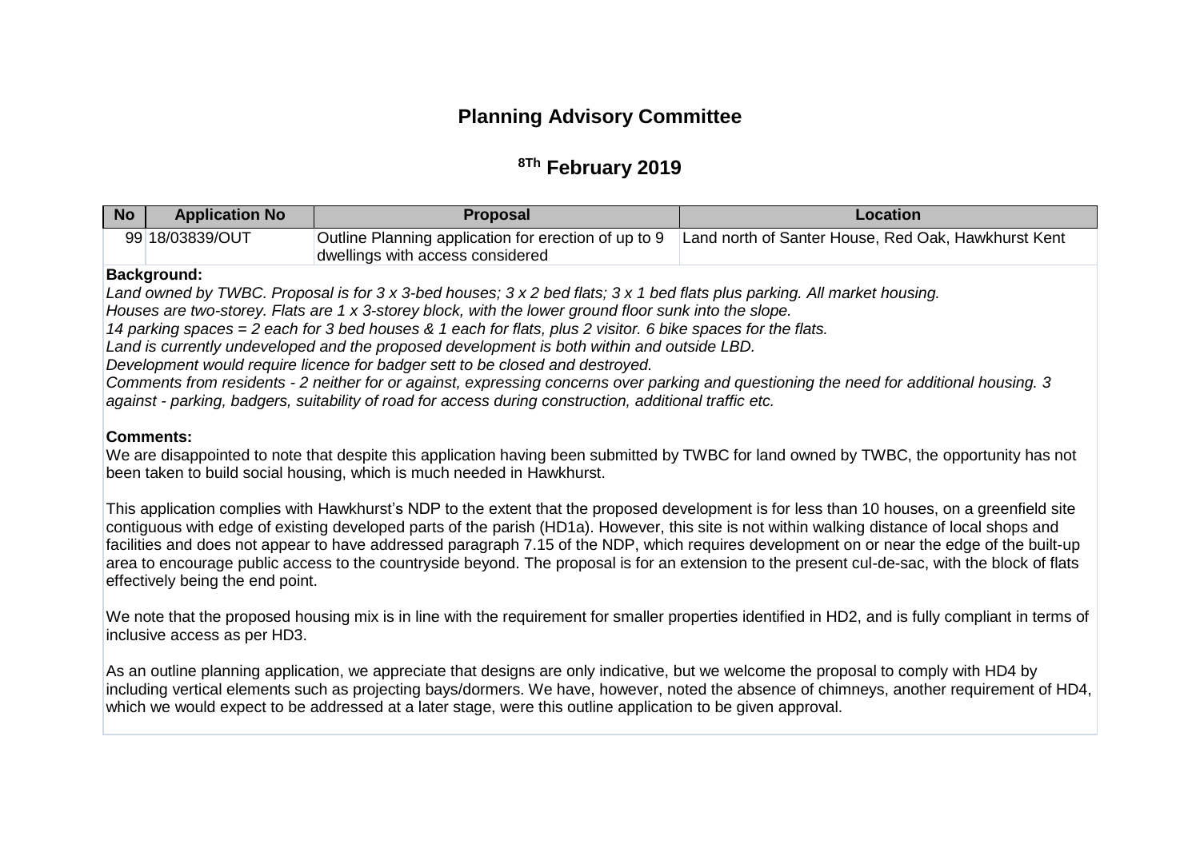# Planning Advisory Committee

## 8Th February 2019

| No | Application No | Proposal | Location |
|---|---|---|---|
| 99 | 18/03839/OUT | Outline Planning application for erection of up to 9 dwellings with access considered | Land north of Santer House, Red Oak, Hawkhurst Kent |

**Background:**

*Land owned by TWBC. Proposal is for 3 x 3-bed houses; 3 x 2 bed flats; 3 x 1 bed flats plus parking. All market housing.*
*Houses are two-storey. Flats are 1 x 3-storey block, with the lower ground floor sunk into the slope.*
*14 parking spaces = 2 each for 3 bed houses & 1 each for flats, plus 2 visitor. 6 bike spaces for the flats.*
*Land is currently undeveloped and the proposed development is both within and outside LBD.*
*Development would require licence for badger sett to be closed and destroyed.*
*Comments from residents - 2 neither for or against, expressing concerns over parking and questioning the need for additional housing. 3 against - parking, badgers, suitability of road for access during construction, additional traffic etc.*

**Comments:**

We are disappointed to note that despite this application having been submitted by TWBC for land owned by TWBC, the opportunity has not been taken to build social housing, which is much needed in Hawkhurst.

This application complies with Hawkhurst's NDP to the extent that the proposed development is for less than 10 houses, on a greenfield site contiguous with edge of existing developed parts of the parish (HD1a). However, this site is not within walking distance of local shops and facilities and does not appear to have addressed paragraph 7.15 of the NDP, which requires development on or near the edge of the built-up area to encourage public access to the countryside beyond. The proposal is for an extension to the present cul-de-sac, with the block of flats effectively being the end point.

We note that the proposed housing mix is in line with the requirement for smaller properties identified in HD2, and is fully compliant in terms of inclusive access as per HD3.

As an outline planning application, we appreciate that designs are only indicative, but we welcome the proposal to comply with HD4 by including vertical elements such as projecting bays/dormers. We have, however, noted the absence of chimneys, another requirement of HD4, which we would expect to be addressed at a later stage, were this outline application to be given approval.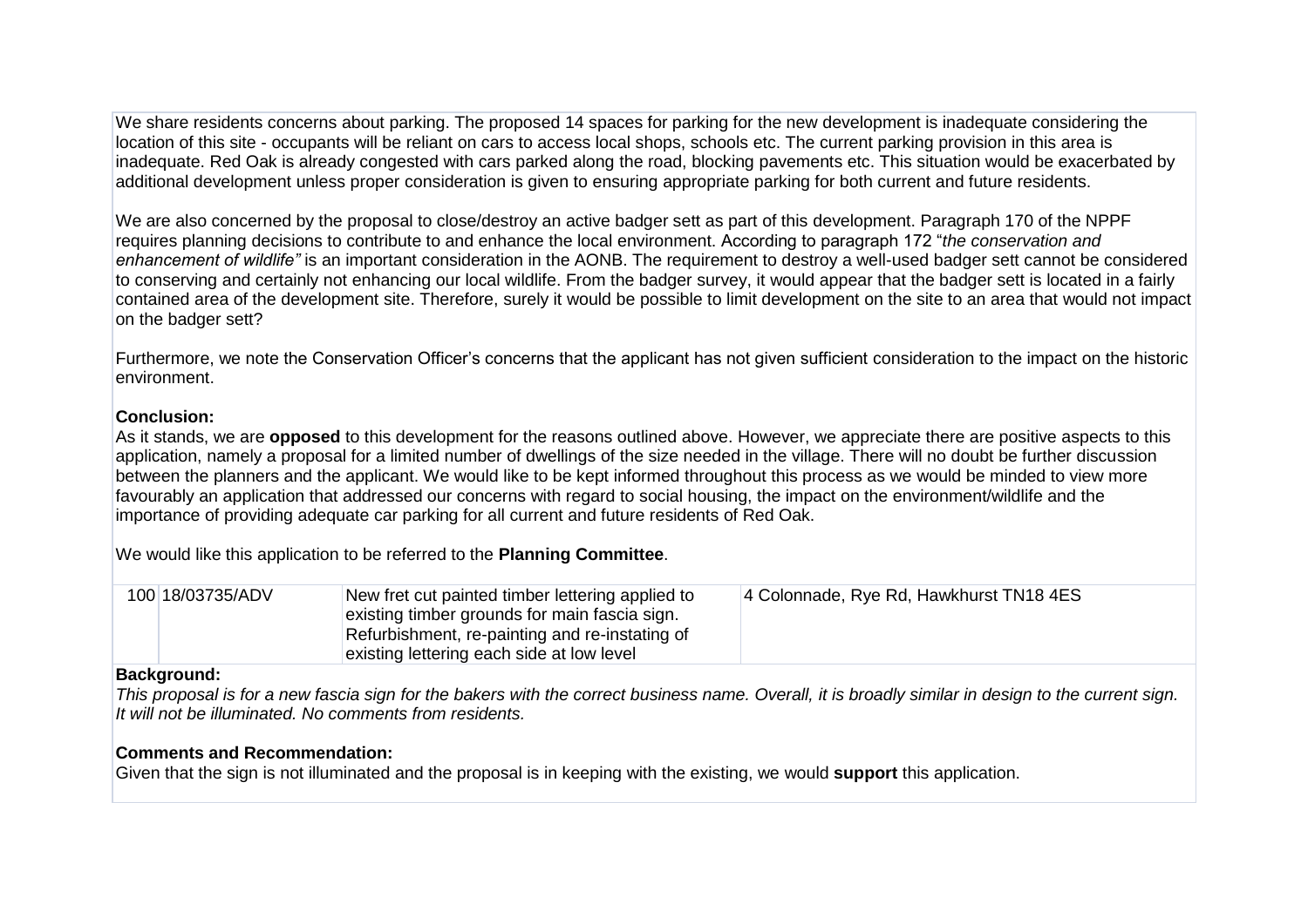We share residents concerns about parking. The proposed 14 spaces for parking for the new development is inadequate considering the location of this site - occupants will be reliant on cars to access local shops, schools etc. The current parking provision in this area is inadequate. Red Oak is already congested with cars parked along the road, blocking pavements etc. This situation would be exacerbated by additional development unless proper consideration is given to ensuring appropriate parking for both current and future residents.

We are also concerned by the proposal to close/destroy an active badger sett as part of this development. Paragraph 170 of the NPPF requires planning decisions to contribute to and enhance the local environment. According to paragraph 172 "*the conservation and enhancement of wildlife"* is an important consideration in the AONB. The requirement to destroy a well-used badger sett cannot be considered to conserving and certainly not enhancing our local wildlife. From the badger survey, it would appear that the badger sett is located in a fairly contained area of the development site. Therefore, surely it would be possible to limit development on the site to an area that would not impact on the badger sett?

Furthermore, we note the Conservation Officer's concerns that the applicant has not given sufficient consideration to the impact on the historic environment.

**Conclusion:**
As it stands, we are **opposed** to this development for the reasons outlined above. However, we appreciate there are positive aspects to this application, namely a proposal for a limited number of dwellings of the size needed in the village. There will no doubt be further discussion between the planners and the applicant. We would like to be kept informed throughout this process as we would be minded to view more favourably an application that addressed our concerns with regard to social housing, the impact on the environment/wildlife and the importance of providing adequate car parking for all current and future residents of Red Oak.

We would like this application to be referred to the **Planning Committee**.

| 100 | 18/03735/ADV | New fret cut painted timber lettering applied to existing timber grounds for main fascia sign. Refurbishment, re-painting and re-instating of existing lettering each side at low level | 4 Colonnade, Rye Rd, Hawkhurst TN18 4ES |
|---|---|---|---|

**Background:**
*This proposal is for a new fascia sign for the bakers with the correct business name. Overall, it is broadly similar in design to the current sign. It will not be illuminated. No comments from residents.*

**Comments and Recommendation:**
Given that the sign is not illuminated and the proposal is in keeping with the existing, we would **support** this application.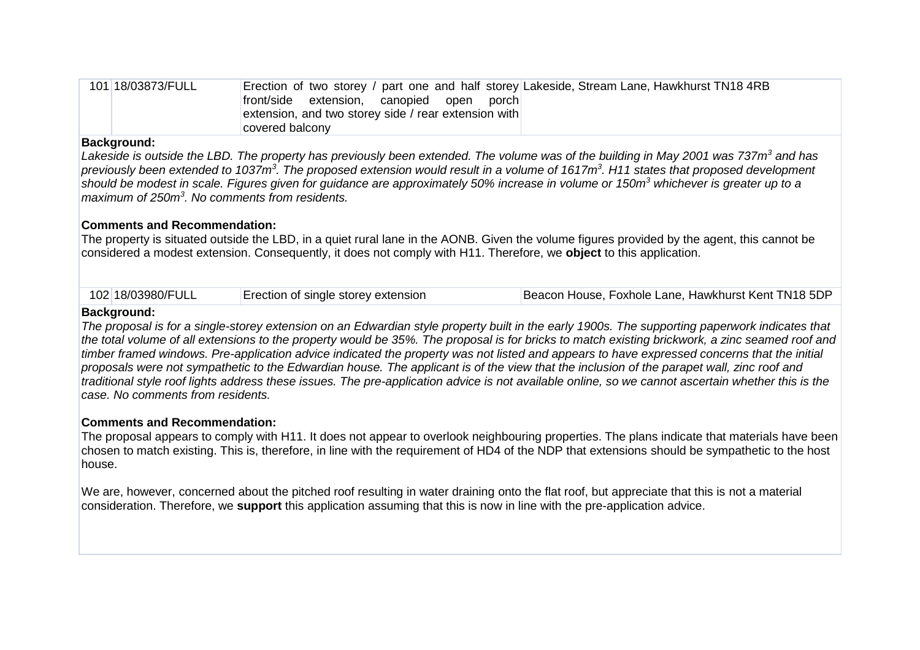| 101 | 18/03873/FULL | Erection of two storey / part one and half storey front/side extension, canopied open porch extension, and two storey side / rear extension with covered balcony | Lakeside, Stream Lane, Hawkhurst TN18 4RB |
|---|---|---|---|

**Background:**

*Lakeside is outside the LBD. The property has previously been extended. The volume was of the building in May 2001 was 737m$^3$ and has previously been extended to 1037m$^3$. The proposed extension would result in a volume of 1617m$^3$. H11 states that proposed development should be modest in scale. Figures given for guidance are approximately 50% increase in volume or 150m$^3$ whichever is greater up to a maximum of 250m$^3$. No comments from residents.*

**Comments and Recommendation:**

The property is situated outside the LBD, in a quiet rural lane in the AONB. Given the volume figures provided by the agent, this cannot be considered a modest extension. Consequently, it does not comply with H11. Therefore, we **object** to this application.

| 102 | 18/03980/FULL | Erection of single storey extension | Beacon House, Foxhole Lane, Hawkhurst Kent TN18 5DP |
|---|---|---|---|

**Background:**

*The proposal is for a single-storey extension on an Edwardian style property built in the early 1900s. The supporting paperwork indicates that the total volume of all extensions to the property would be 35%. The proposal is for bricks to match existing brickwork, a zinc seamed roof and timber framed windows. Pre-application advice indicated the property was not listed and appears to have expressed concerns that the initial proposals were not sympathetic to the Edwardian house. The applicant is of the view that the inclusion of the parapet wall, zinc roof and traditional style roof lights address these issues. The pre-application advice is not available online, so we cannot ascertain whether this is the case. No comments from residents.*

**Comments and Recommendation:**

The proposal appears to comply with H11. It does not appear to overlook neighbouring properties. The plans indicate that materials have been chosen to match existing. This is, therefore, in line with the requirement of HD4 of the NDP that extensions should be sympathetic to the host house.

We are, however, concerned about the pitched roof resulting in water draining onto the flat roof, but appreciate that this is not a material consideration. Therefore, we **support** this application assuming that this is now in line with the pre-application advice.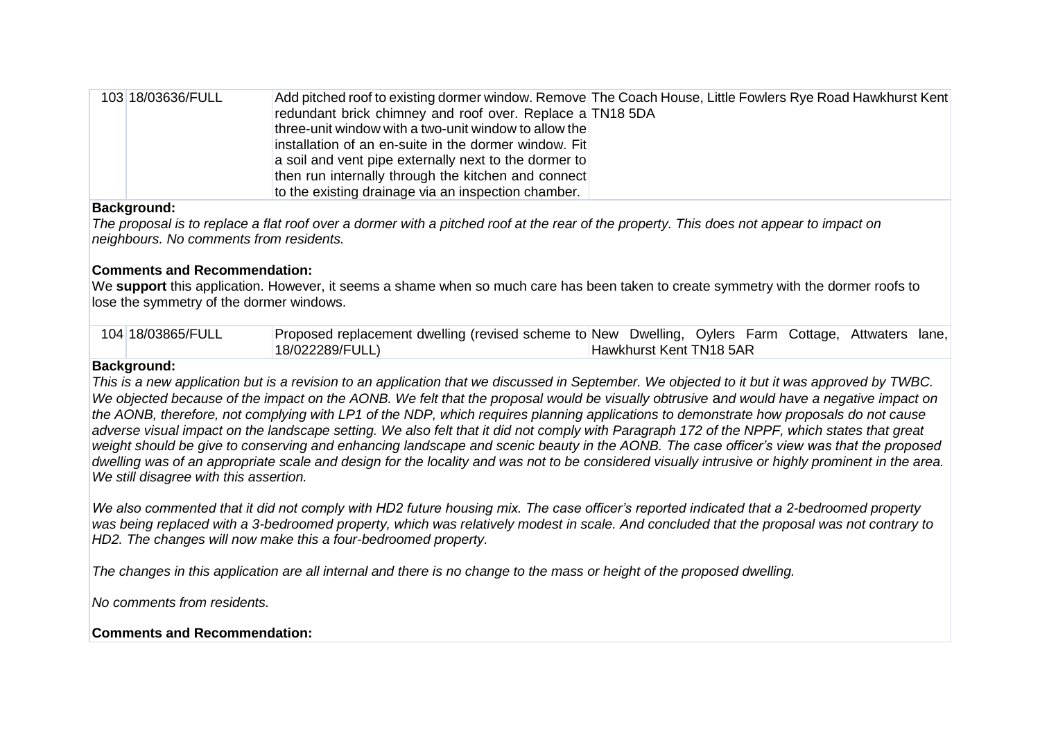| 103 | 18/03636/FULL | Add pitched roof to existing dormer window. Remove redundant brick chimney and roof over. Replace a three-unit window with a two-unit window to allow the installation of an en-suite in the dormer window. Fit a soil and vent pipe externally next to the dormer to then run internally through the kitchen and connect to the existing drainage via an inspection chamber. | The Coach House, Little Fowlers Rye Road Hawkhurst Kent TN18 5DA |
|---|---|---|---|

**Background:**

*The proposal is to replace a flat roof over a dormer with a pitched roof at the rear of the property. This does not appear to impact on neighbours. No comments from residents.*

**Comments and Recommendation:**

We **support** this application. However, it seems a shame when so much care has been taken to create symmetry with the dormer roofs to lose the symmetry of the dormer windows.

| 104 | 18/03865/FULL | Proposed replacement dwelling (revised scheme to 18/022289/FULL) | New Dwelling, Oylers Farm Cottage, Attwaters lane, Hawkhurst Kent TN18 5AR |
|---|---|---|---|

**Background:**

*This is a new application but is a revision to an application that we discussed in September. We objected to it but it was approved by TWBC. We objected because of the impact on the AONB. We felt that the proposal would be visually obtrusive and would have a negative impact on the AONB, therefore, not complying with LP1 of the NDP, which requires planning applications to demonstrate how proposals do not cause adverse visual impact on the landscape setting. We also felt that it did not comply with Paragraph 172 of the NPPF, which states that great weight should be give to conserving and enhancing landscape and scenic beauty in the AONB. The case officer's view was that the proposed dwelling was of an appropriate scale and design for the locality and was not to be considered visually intrusive or highly prominent in the area. We still disagree with this assertion.*

*We also commented that it did not comply with HD2 future housing mix. The case officer's reported indicated that a 2-bedroomed property was being replaced with a 3-bedroomed property, which was relatively modest in scale. And concluded that the proposal was not contrary to HD2. The changes will now make this a four-bedroomed property.*

*The changes in this application are all internal and there is no change to the mass or height of the proposed dwelling.*

*No comments from residents.*

**Comments and Recommendation:**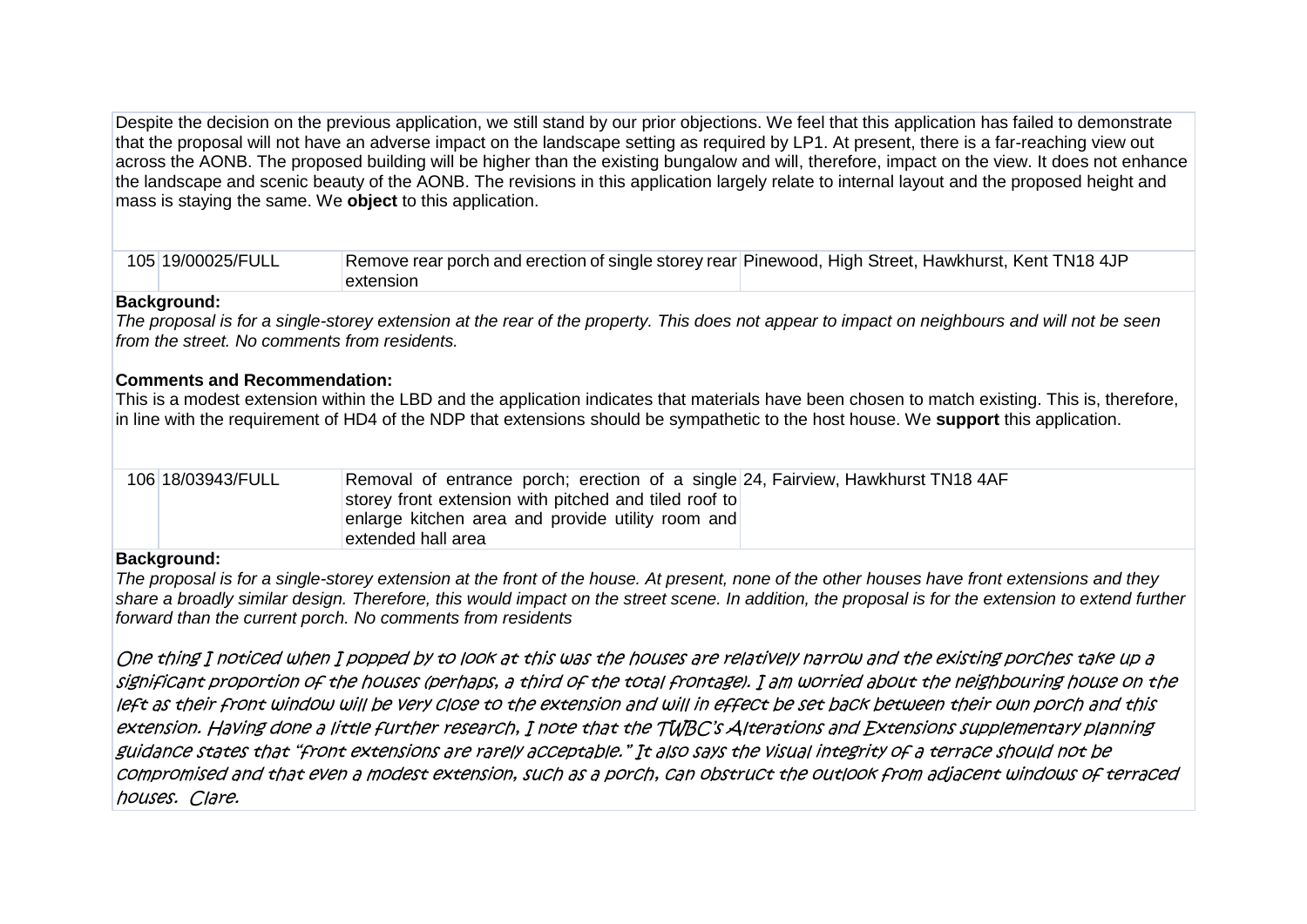Despite the decision on the previous application, we still stand by our prior objections. We feel that this application has failed to demonstrate that the proposal will not have an adverse impact on the landscape setting as required by LP1. At present, there is a far-reaching view out across the AONB. The proposed building will be higher than the existing bungalow and will, therefore, impact on the view. It does not enhance the landscape and scenic beauty of the AONB. The revisions in this application largely relate to internal layout and the proposed height and mass is staying the same. We **object** to this application.

| 105 | 19/00025/FULL | Remove rear porch and erection of single storey rear extension | Pinewood, High Street, Hawkhurst, Kent TN18 4JP |
|---|---|---|---|

**Background:**

*The proposal is for a single-storey extension at the rear of the property. This does not appear to impact on neighbours and will not be seen from the street. No comments from residents.*

**Comments and Recommendation:**

This is a modest extension within the LBD and the application indicates that materials have been chosen to match existing. This is, therefore, in line with the requirement of HD4 of the NDP that extensions should be sympathetic to the host house. We **support** this application.

| 106 | 18/03943/FULL | Removal of entrance porch; erection of a single storey front extension with pitched and tiled roof to enlarge kitchen area and provide utility room and extended hall area | 24, Fairview, Hawkhurst TN18 4AF |
|---|---|---|---|

**Background:**

*The proposal is for a single-storey extension at the front of the house. At present, none of the other houses have front extensions and they share a broadly similar design. Therefore, this would impact on the street scene. In addition, the proposal is for the extension to extend further forward than the current porch. No comments from residents*

*One thing I noticed when I popped by to look at this was the houses are relatively narrow and the existing porches take up a significant proportion of the houses (perhaps, a third of the total frontage). I am worried about the neighbouring house on the left as their front window will be very close to the extension and will in effect be set back between their own porch and this extension. Having done a little further research, I note that the TWBC's Alterations and Extensions supplementary planning guidance states that "front extensions are rarely acceptable." It also says the visual integrity of a terrace should not be compromised and that even a modest extension, such as a porch, can obstruct the outlook from adjacent windows of terraced houses. Clare.*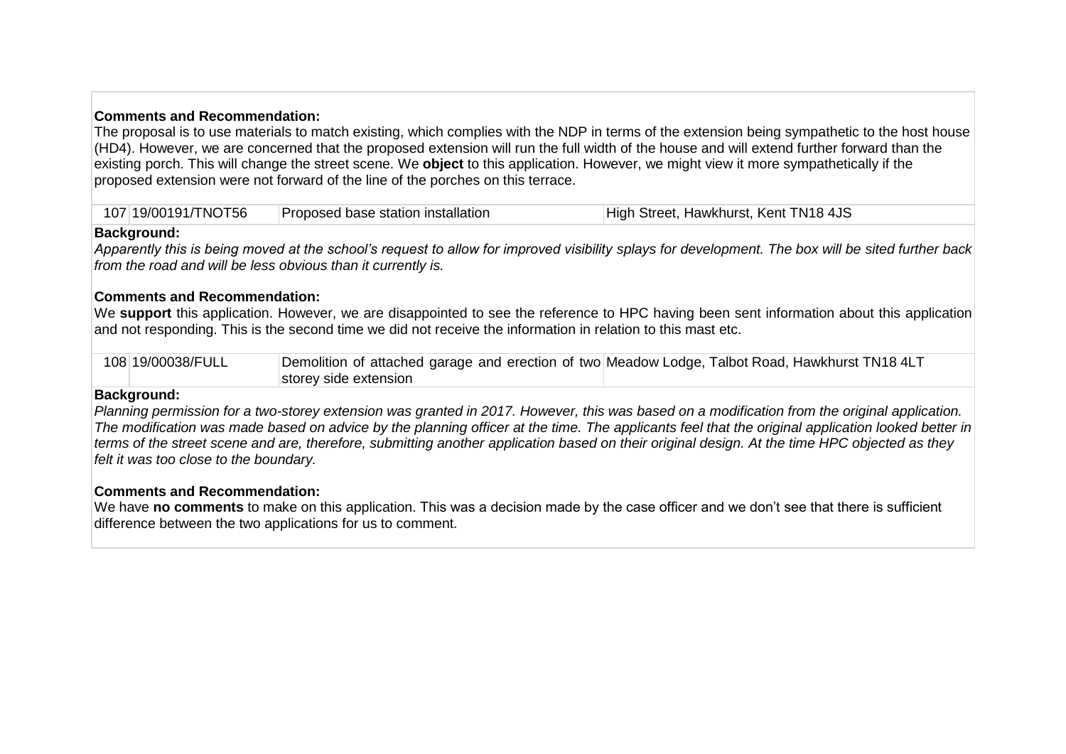**Comments and Recommendation:**
The proposal is to use materials to match existing, which complies with the NDP in terms of the extension being sympathetic to the host house (HD4). However, we are concerned that the proposed extension will run the full width of the house and will extend further forward than the existing porch. This will change the street scene. We **object** to this application. However, we might view it more sympathetically if the proposed extension were not forward of the line of the porches on this terrace.

| | | | |
|---|---|---|---|
| 107 | 19/00191/TNOT56 | Proposed base station installation | High Street, Hawkhurst, Kent TN18 4JS |

**Background:**
*Apparently this is being moved at the school's request to allow for improved visibility splays for development. The box will be sited further back from the road and will be less obvious than it currently is.*

**Comments and Recommendation:**
We **support** this application. However, we are disappointed to see the reference to HPC having been sent information about this application and not responding. This is the second time we did not receive the information in relation to this mast etc.

| | | | |
|---|---|---|---|
| 108 | 19/00038/FULL | Demolition of attached garage and erection of two storey side extension | Meadow Lodge, Talbot Road, Hawkhurst TN18 4LT |

**Background:**
*Planning permission for a two-storey extension was granted in 2017. However, this was based on a modification from the original application. The modification was made based on advice by the planning officer at the time. The applicants feel that the original application looked better in terms of the street scene and are, therefore, submitting another application based on their original design. At the time HPC objected as they felt it was too close to the boundary.*

**Comments and Recommendation:**
We have **no comments** to make on this application. This was a decision made by the case officer and we don't see that there is sufficient difference between the two applications for us to comment.